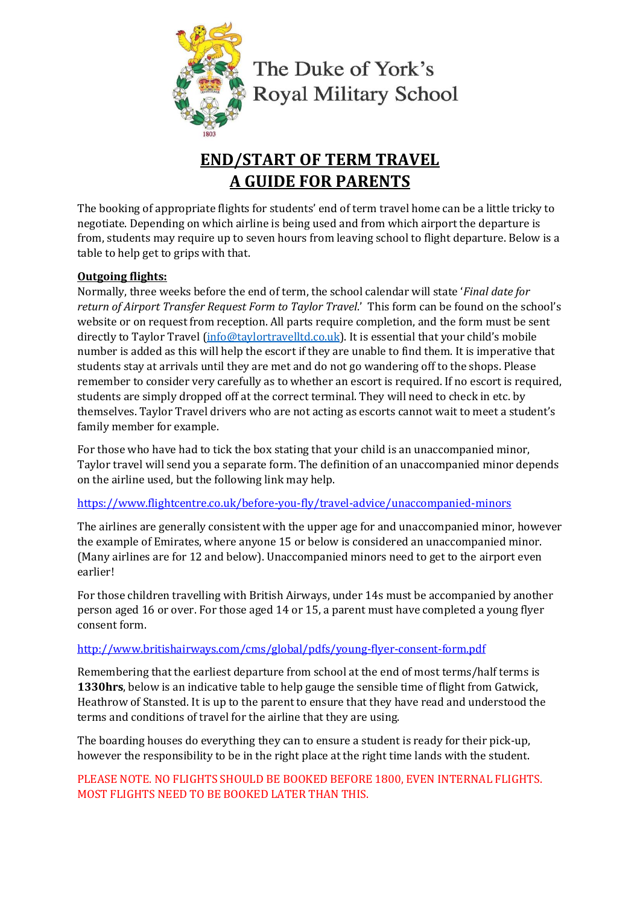The Duke of York's Royal Military School

# END/START OF TERM TRAVEL
# A GUIDE FOR PARENTS

The booking of appropriate flights for students' end of term travel home can be a little tricky to negotiate. Depending on which airline is being used and from which airport the departure is from, students may require up to seven hours from leaving school to flight departure. Below is a table to help get to grips with that.

**Outgoing flights:**

Normally, three weeks before the end of term, the school calendar will state '*Final date for return of Airport Transfer Request Form to Taylor Travel*.' This form can be found on the school's website or on request from reception. All parts require completion, and the form must be sent directly to Taylor Travel (info@taylortravelltd.co.uk). It is essential that your child's mobile number is added as this will help the escort if they are unable to find them. It is imperative that students stay at arrivals until they are met and do not go wandering off to the shops. Please remember to consider very carefully as to whether an escort is required. If no escort is required, students are simply dropped off at the correct terminal. They will need to check in etc. by themselves. Taylor Travel drivers who are not acting as escorts cannot wait to meet a student's family member for example.

For those who have had to tick the box stating that your child is an unaccompanied minor, Taylor travel will send you a separate form. The definition of an unaccompanied minor depends on the airline used, but the following link may help.

https://www.flightcentre.co.uk/before-you-fly/travel-advice/unaccompanied-minors

The airlines are generally consistent with the upper age for and unaccompanied minor, however the example of Emirates, where anyone 15 or below is considered an unaccompanied minor. (Many airlines are for 12 and below). Unaccompanied minors need to get to the airport even earlier!

For those children travelling with British Airways, under 14s must be accompanied by another person aged 16 or over. For those aged 14 or 15, a parent must have completed a young flyer consent form.

http://www.britishairways.com/cms/global/pdfs/young-flyer-consent-form.pdf

Remembering that the earliest departure from school at the end of most terms/half terms is **1330hrs**, below is an indicative table to help gauge the sensible time of flight from Gatwick, Heathrow of Stansted. It is up to the parent to ensure that they have read and understood the terms and conditions of travel for the airline that they are using.

The boarding houses do everything they can to ensure a student is ready for their pick-up, however the responsibility to be in the right place at the right time lands with the student.

PLEASE NOTE. NO FLIGHTS SHOULD BE BOOKED BEFORE 1800, EVEN INTERNAL FLIGHTS. MOST FLIGHTS NEED TO BE BOOKED LATER THAN THIS.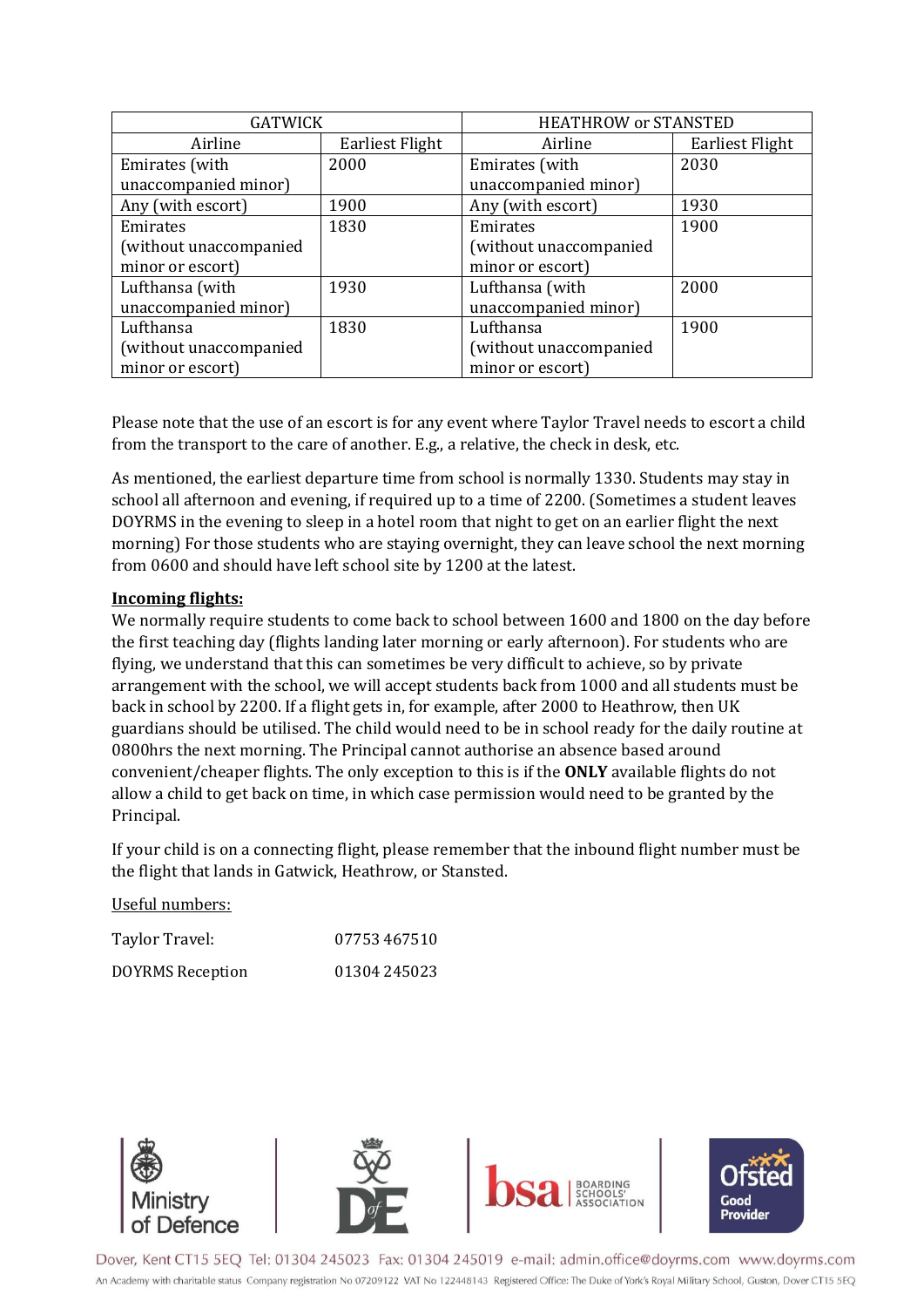| GATWICK | | HEATHROW or STANSTED | |
|---|---|---|---|
| Airline | Earliest Flight | Airline | Earliest Flight |
| Emirates (with unaccompanied minor) | 2000 | Emirates (with unaccompanied minor) | 2030 |
| Any (with escort) | 1900 | Any (with escort) | 1930 |
| Emirates (without unaccompanied minor or escort) | 1830 | Emirates (without unaccompanied minor or escort) | 1900 |
| Lufthansa (with unaccompanied minor) | 1930 | Lufthansa (with unaccompanied minor) | 2000 |
| Lufthansa (without unaccompanied minor or escort) | 1830 | Lufthansa (without unaccompanied minor or escort) | 1900 |

Please note that the use of an escort is for any event where Taylor Travel needs to escort a child from the transport to the care of another. E.g., a relative, the check in desk, etc.

As mentioned, the earliest departure time from school is normally 1330. Students may stay in school all afternoon and evening, if required up to a time of 2200. (Sometimes a student leaves DOYRMS in the evening to sleep in a hotel room that night to get on an earlier flight the next morning) For those students who are staying overnight, they can leave school the next morning from 0600 and should have left school site by 1200 at the latest.

**Incoming flights:**

We normally require students to come back to school between 1600 and 1800 on the day before the first teaching day (flights landing later morning or early afternoon). For students who are flying, we understand that this can sometimes be very difficult to achieve, so by private arrangement with the school, we will accept students back from 1000 and all students must be back in school by 2200. If a flight gets in, for example, after 2000 to Heathrow, then UK guardians should be utilised. The child would need to be in school ready for the daily routine at 0800hrs the next morning. The Principal cannot authorise an absence based around convenient/cheaper flights. The only exception to this is if the **ONLY** available flights do not allow a child to get back on time, in which case permission would need to be granted by the Principal.

If your child is on a connecting flight, please remember that the inbound flight number must be the flight that lands in Gatwick, Heathrow, or Stansted.

Useful numbers:

| | |
|---|---|
| Taylor Travel: | 07753 467510 |
| DOYRMS Reception | 01304 245023 |

Dover, Kent CT15 5EQ Tel: 01304 245023 Fax: 01304 245019 e-mail: admin.office@doyrms.com www.doyrms.com

An Academy with charitable status Company registration No 07209122 VAT No 122448143 Registered Office: The Duke of York's Royal Military School, Guston, Dover CT15 5EQ